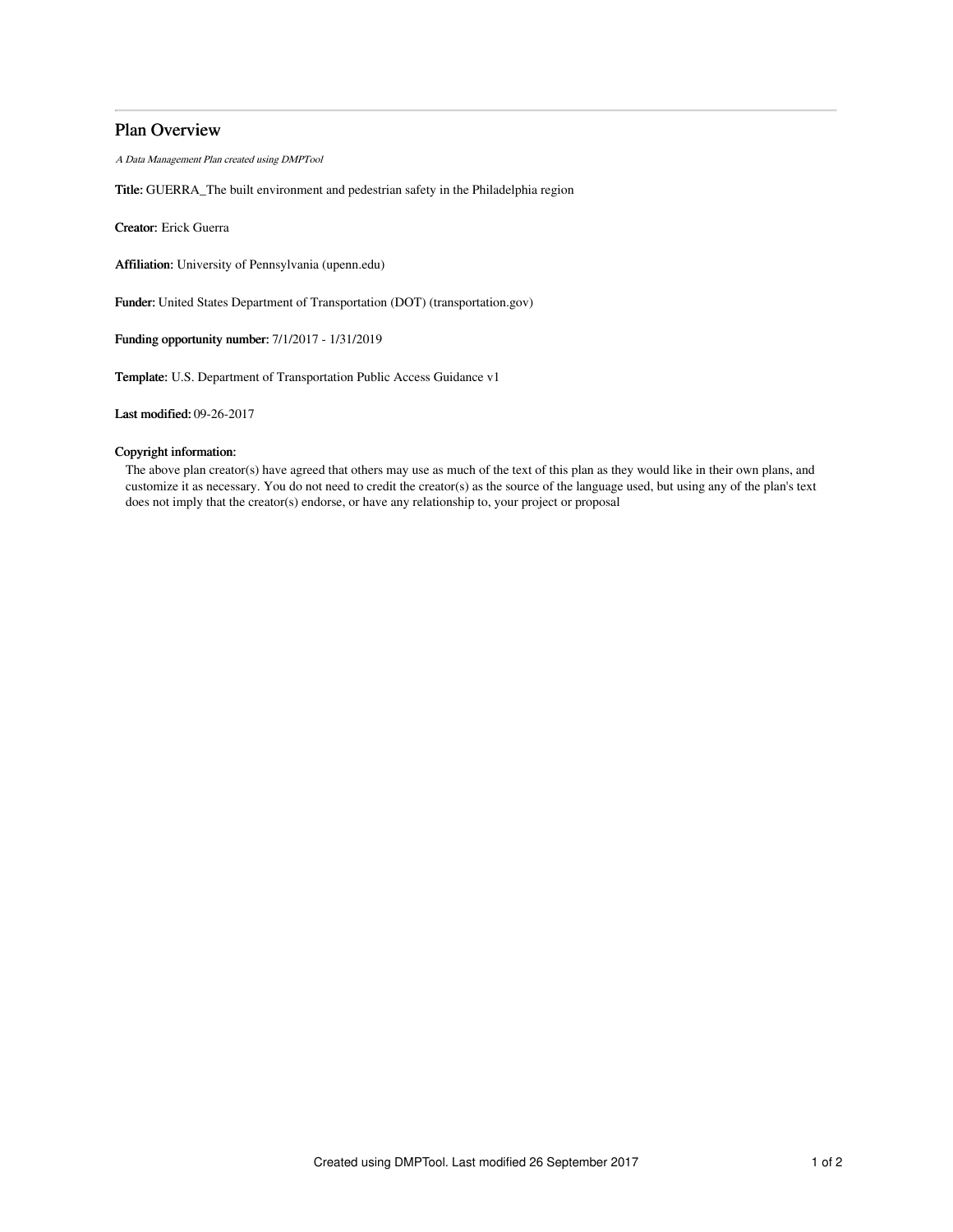# Plan Overview

*A Data Management Plan created using DMPTool*

**Title:** GUERRA_The built environment and pedestrian safety in the Philadelphia region

**Creator:** Erick Guerra

**Affiliation:** University of Pennsylvania (upenn.edu)

**Funder:** United States Department of Transportation (DOT) (transportation.gov)

**Funding opportunity number:** 7/1/2017 - 1/31/2019

**Template:** U.S. Department of Transportation Public Access Guidance v1

**Last modified:** 09-26-2017

**Copyright information:**

The above plan creator(s) have agreed that others may use as much of the text of this plan as they would like in their own plans, and customize it as necessary. You do not need to credit the creator(s) as the source of the language used, but using any of the plan's text does not imply that the creator(s) endorse, or have any relationship to, your project or proposal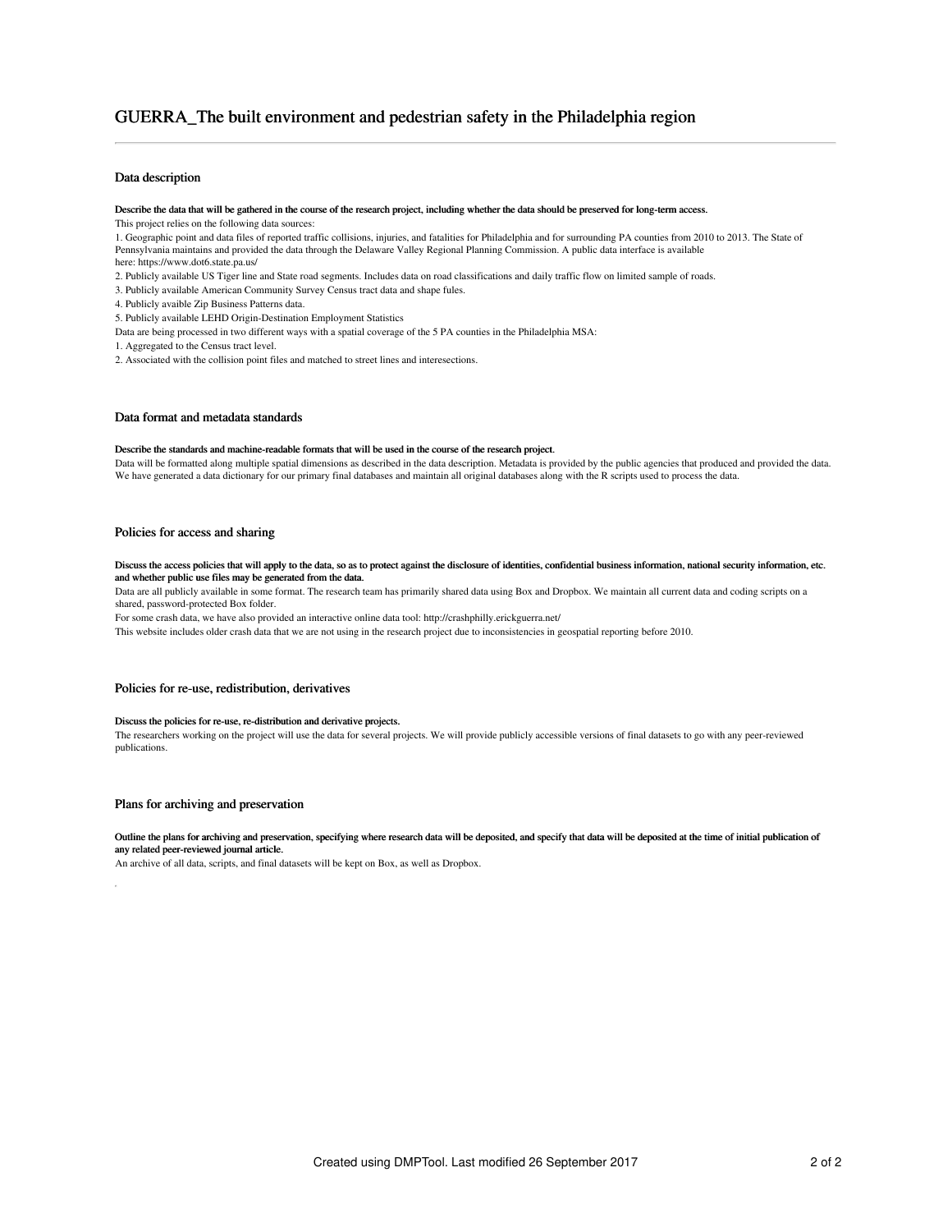# GUERRA_The built environment and pedestrian safety in the Philadelphia region

## Data description

**Describe the data that will be gathered in the course of the research project, including whether the data should be preserved for long-term access.**

This project relies on the following data sources:

1. Geographic point and data files of reported traffic collisions, injuries, and fatalities for Philadelphia and for surrounding PA counties from 2010 to 2013. The State of Pennsylvania maintains and provided the data through the Delaware Valley Regional Planning Commission. A public data interface is available here: https://www.dot6.state.pa.us/
2. Publicly available US Tiger line and State road segments. Includes data on road classifications and daily traffic flow on limited sample of roads.
3. Publicly available American Community Survey Census tract data and shape fules.
4. Publicly avaible Zip Business Patterns data.
5. Publicly available LEHD Origin-Destination Employment Statistics

Data are being processed in two different ways with a spatial coverage of the 5 PA counties in the Philadelphia MSA:

1. Aggregated to the Census tract level.
2. Associated with the collision point files and matched to street lines and interesections.

## Data format and metadata standards

**Describe the standards and machine-readable formats that will be used in the course of the research project.**

Data will be formatted along multiple spatial dimensions as described in the data description. Metadata is provided by the public agencies that produced and provided the data. We have generated a data dictionary for our primary final databases and maintain all original databases along with the R scripts used to process the data.

## Policies for access and sharing

**Discuss the access policies that will apply to the data, so as to protect against the disclosure of identities, confidential business information, national security information, etc. and whether public use files may be generated from the data.**

Data are all publicly available in some format. The research team has primarily shared data using Box and Dropbox. We maintain all current data and coding scripts on a shared, password-protected Box folder.

For some crash data, we have also provided an interactive online data tool: http://crashphilly.erickguerra.net/

This website includes older crash data that we are not using in the research project due to inconsistencies in geospatial reporting before 2010.

## Policies for re-use, redistribution, derivatives

**Discuss the policies for re-use, re-distribution and derivative projects.**

The researchers working on the project will use the data for several projects. We will provide publicly accessible versions of final datasets to go with any peer-reviewed publications.

## Plans for archiving and preservation

**Outline the plans for archiving and preservation, specifying where research data will be deposited, and specify that data will be deposited at the time of initial publication of any related peer-reviewed journal article.**

An archive of all data, scripts, and final datasets will be kept on Box, as well as Dropbox.

Created using DMPTool. Last modified 26 September 2017